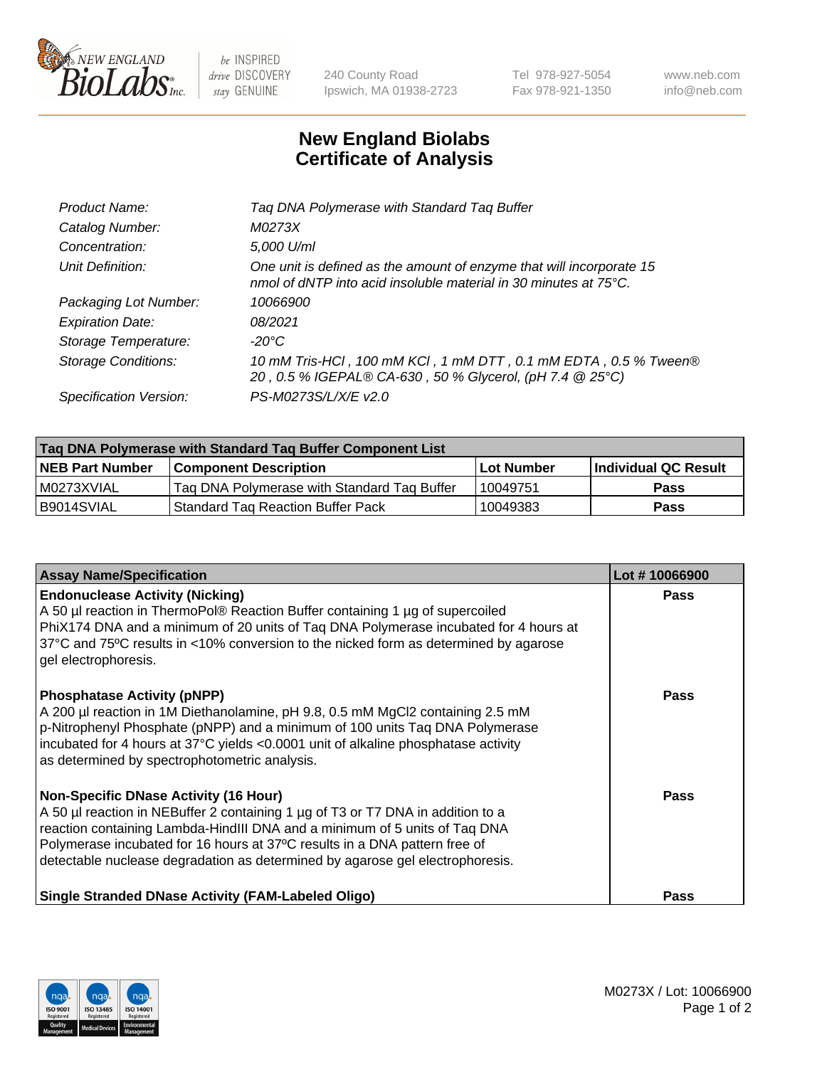# New England Biolabs Certificate of Analysis

| | |
|---|---|
| *Product Name:* | *Taq DNA Polymerase with Standard Taq Buffer* |
| *Catalog Number:* | *M0273X* |
| *Concentration:* | *5,000 U/ml* |
| *Unit Definition:* | *One unit is defined as the amount of enzyme that will incorporate 15 nmol of dNTP into acid insoluble material in 30 minutes at 75°C.* |
| *Packaging Lot Number:* | *10066900* |
| *Expiration Date:* | *08/2021* |
| *Storage Temperature:* | *-20°C* |
| *Storage Conditions:* | *10 mM Tris-HCl , 100 mM KCl , 1 mM DTT , 0.1 mM EDTA , 0.5 % Tween® 20 , 0.5 % IGEPAL® CA-630 , 50 % Glycerol, (pH 7.4 @ 25°C)* |
| *Specification Version:* | *PS-M0273S/L/X/E v2.0* |

| Taq DNA Polymerase with Standard Taq Buffer Component List | | | |
|---|---|---|---|
| **NEB Part Number** | **Component Description** | **Lot Number** | **Individual QC Result** |
| M0273XVIAL | Taq DNA Polymerase with Standard Taq Buffer | 10049751 | **Pass** |
| B9014SVIAL | Standard Taq Reaction Buffer Pack | 10049383 | **Pass** |

| Assay Name/Specification | Lot # 10066900 |
|---|---|
| **Endonuclease Activity (Nicking)**<br>A 50 µl reaction in ThermoPol® Reaction Buffer containing 1 µg of supercoiled PhiX174 DNA and a minimum of 20 units of Taq DNA Polymerase incubated for 4 hours at 37°C and 75°C results in <10% conversion to the nicked form as determined by agarose gel electrophoresis. | **Pass** |
| **Phosphatase Activity (pNPP)**<br>A 200 µl reaction in 1M Diethanolamine, pH 9.8, 0.5 mM $MgCl_2$ containing 2.5 mM p-Nitrophenyl Phosphate (pNPP) and a minimum of 100 units Taq DNA Polymerase incubated for 4 hours at 37°C yields <0.0001 unit of alkaline phosphatase activity as determined by spectrophotometric analysis. | **Pass** |
| **Non-Specific DNase Activity (16 Hour)**<br>A 50 µl reaction in NEBuffer 2 containing 1 µg of T3 or T7 DNA in addition to a reaction containing Lambda-HindIII DNA and a minimum of 5 units of Taq DNA Polymerase incubated for 16 hours at 37ºC results in a DNA pattern free of detectable nuclease degradation as determined by agarose gel electrophoresis. | **Pass** |
| **Single Stranded DNase Activity (FAM-Labeled Oligo)** | **Pass** |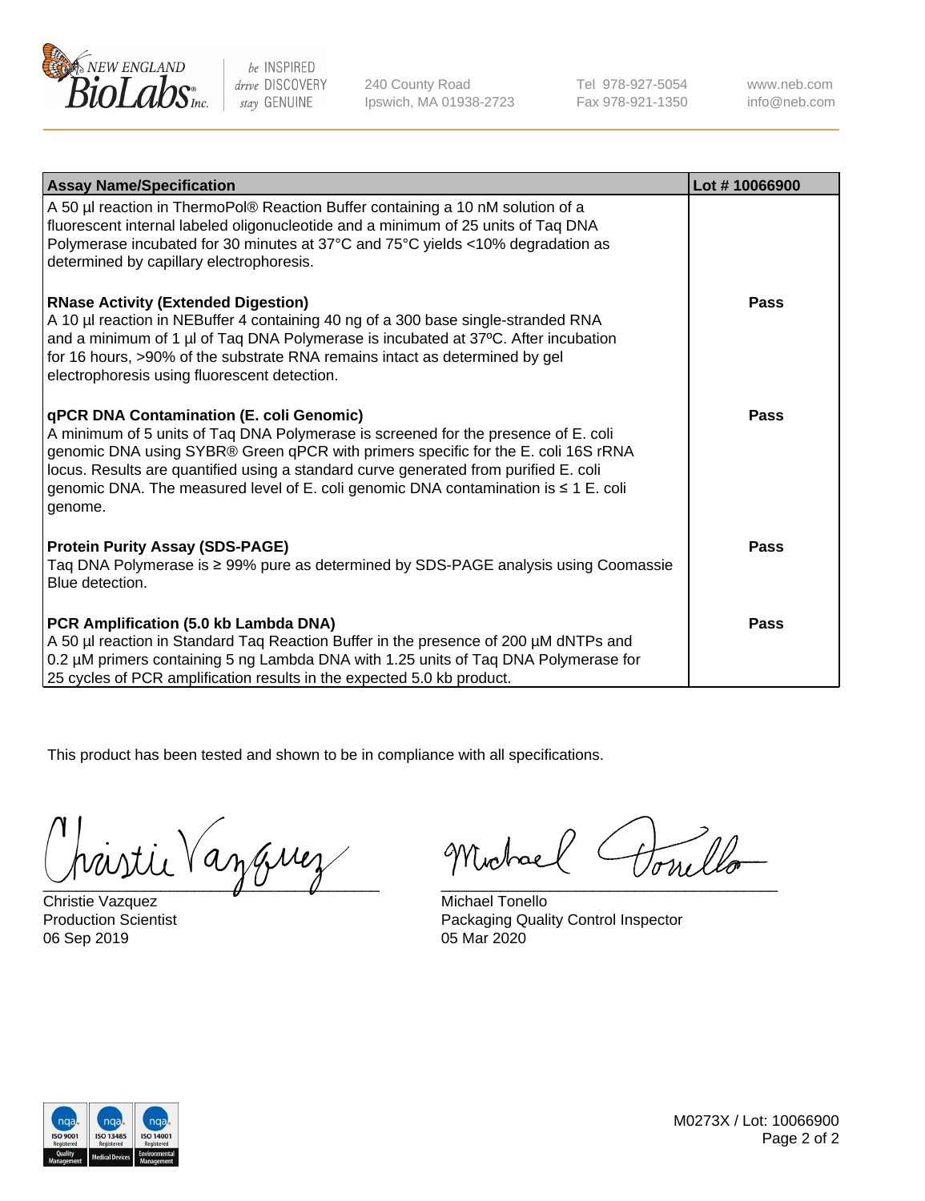| Assay Name/Specification | Lot # 10066900 |
|---|---|
| A 50 µl reaction in ThermoPol® Reaction Buffer containing a 10 nM solution of a fluorescent internal labeled oligonucleotide and a minimum of 25 units of Taq DNA Polymerase incubated for 30 minutes at 37°C and 75°C yields <10% degradation as determined by capillary electrophoresis. | |
| **RNase Activity (Extended Digestion)**<br>A 10 µl reaction in NEBuffer 4 containing 40 ng of a 300 base single-stranded RNA and a minimum of 1 µl of Taq DNA Polymerase is incubated at 37ºC. After incubation for 16 hours, >90% of the substrate RNA remains intact as determined by gel electrophoresis using fluorescent detection. | **Pass** |
| **qPCR DNA Contamination (E. coli Genomic)**<br>A minimum of 5 units of Taq DNA Polymerase is screened for the presence of E. coli genomic DNA using SYBR® Green qPCR with primers specific for the E. coli 16S rRNA locus. Results are quantified using a standard curve generated from purified E. coli genomic DNA. The measured level of E. coli genomic DNA contamination is ≤ 1 E. coli genome. | **Pass** |
| **Protein Purity Assay (SDS-PAGE)**<br>Taq DNA Polymerase is ≥ 99% pure as determined by SDS-PAGE analysis using Coomassie Blue detection. | **Pass** |
| **PCR Amplification (5.0 kb Lambda DNA)**<br>A 50 µl reaction in Standard Taq Reaction Buffer in the presence of 200 µM dNTPs and 0.2 µM primers containing 5 ng Lambda DNA with 1.25 units of Taq DNA Polymerase for 25 cycles of PCR amplification results in the expected 5.0 kb product. | **Pass** |

This product has been tested and shown to be in compliance with all specifications.

Christie Vazquez
Production Scientist
06 Sep 2019

Michael Tonello
Packaging Quality Control Inspector
05 Mar 2020

M0273X / Lot: 10066900